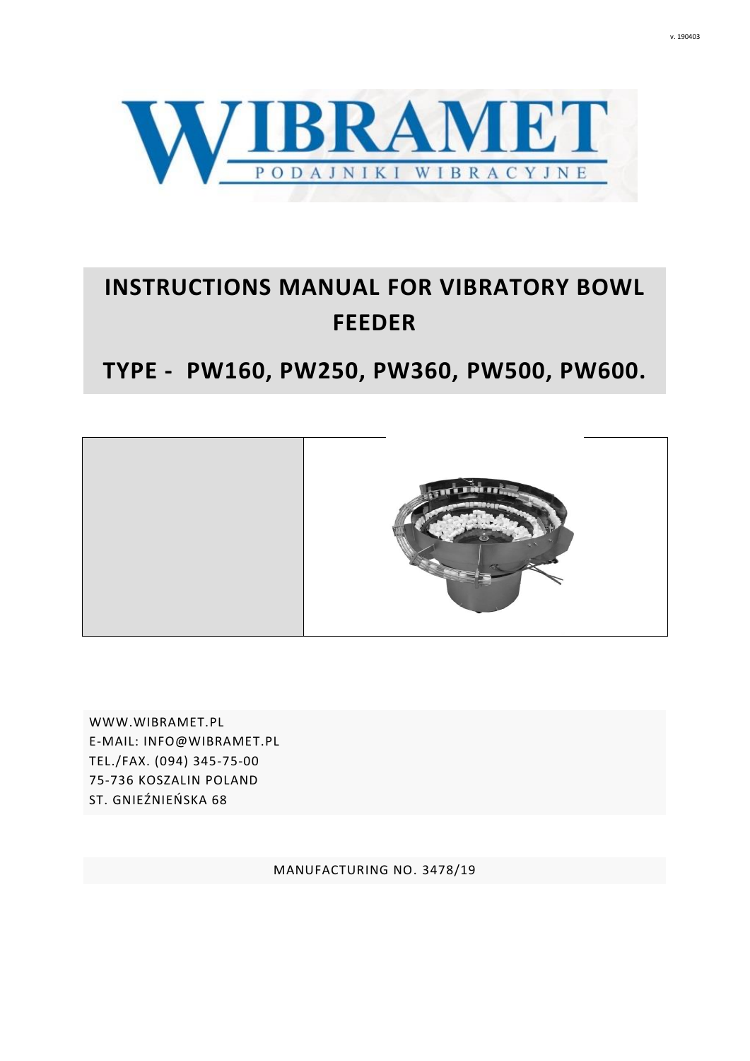v. 190403

WIBRAMET

PODAJNIKI WIBRACYJNE

# INSTRUCTIONS MANUAL FOR VIBRATORY BOWL FEEDER

# TYPE - PW160, PW250, PW360, PW500, PW600.

WWW.WIBRAMET.PL
E-MAIL: INFO@WIBRAMET.PL
TEL./FAX. (094) 345-75-00
75-736 KOSZALIN POLAND
ST. GNIEŹNIEŃSKA 68

MANUFACTURING NO. 3478/19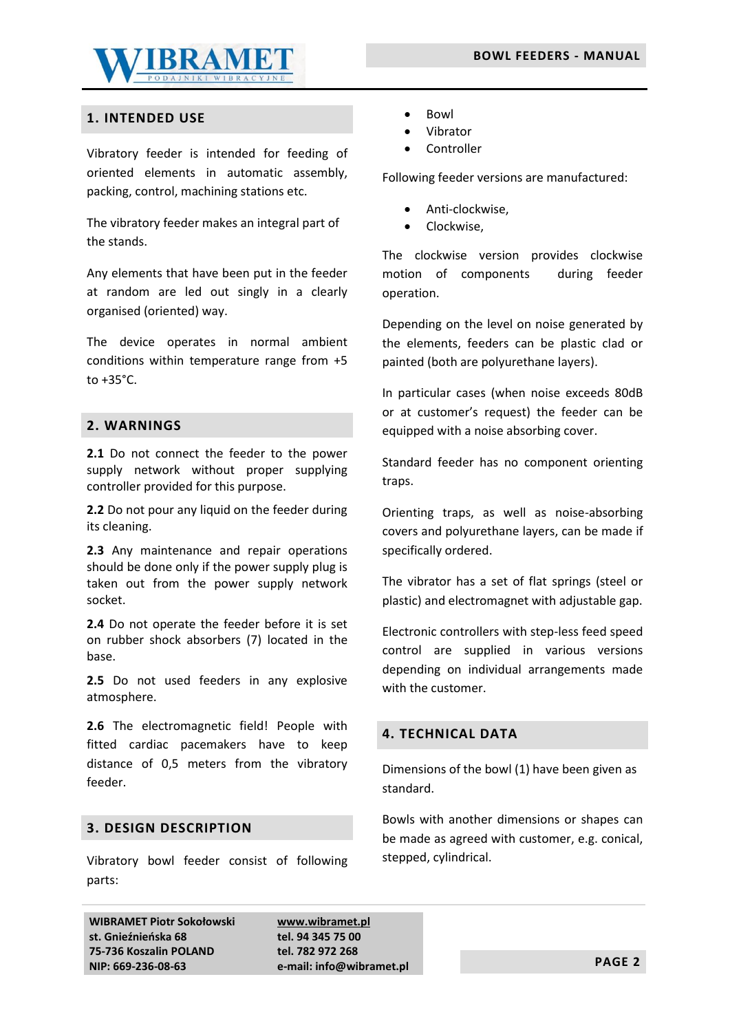## 1. INTENDED USE

Vibratory feeder is intended for feeding of oriented elements in automatic assembly, packing, control, machining stations etc.

The vibratory feeder makes an integral part of the stands.

Any elements that have been put in the feeder at random are led out singly in a clearly organised (oriented) way.

The device operates in normal ambient conditions within temperature range from +5 to +35°C.

## 2. WARNINGS

**2.1** Do not connect the feeder to the power supply network without proper supplying controller provided for this purpose.

**2.2** Do not pour any liquid on the feeder during its cleaning.

**2.3** Any maintenance and repair operations should be done only if the power supply plug is taken out from the power supply network socket.

**2.4** Do not operate the feeder before it is set on rubber shock absorbers (7) located in the base.

**2.5** Do not used feeders in any explosive atmosphere.

**2.6** The electromagnetic field! People with fitted cardiac pacemakers have to keep distance of 0,5 meters from the vibratory feeder.

## 3. DESIGN DESCRIPTION

Vibratory bowl feeder consist of following parts:

- Bowl
- Vibrator
- Controller

Following feeder versions are manufactured:

- Anti-clockwise,
- Clockwise,

The clockwise version provides clockwise motion of components during feeder operation.

Depending on the level on noise generated by the elements, feeders can be plastic clad or painted (both are polyurethane layers).

In particular cases (when noise exceeds 80dB or at customer's request) the feeder can be equipped with a noise absorbing cover.

Standard feeder has no component orienting traps.

Orienting traps, as well as noise-absorbing covers and polyurethane layers, can be made if specifically ordered.

The vibrator has a set of flat springs (steel or plastic) and electromagnet with adjustable gap.

Electronic controllers with step-less feed speed control are supplied in various versions depending on individual arrangements made with the customer.

## 4. TECHNICAL DATA

Dimensions of the bowl (1) have been given as standard.

Bowls with another dimensions or shapes can be made as agreed with customer, e.g. conical, stepped, cylindrical.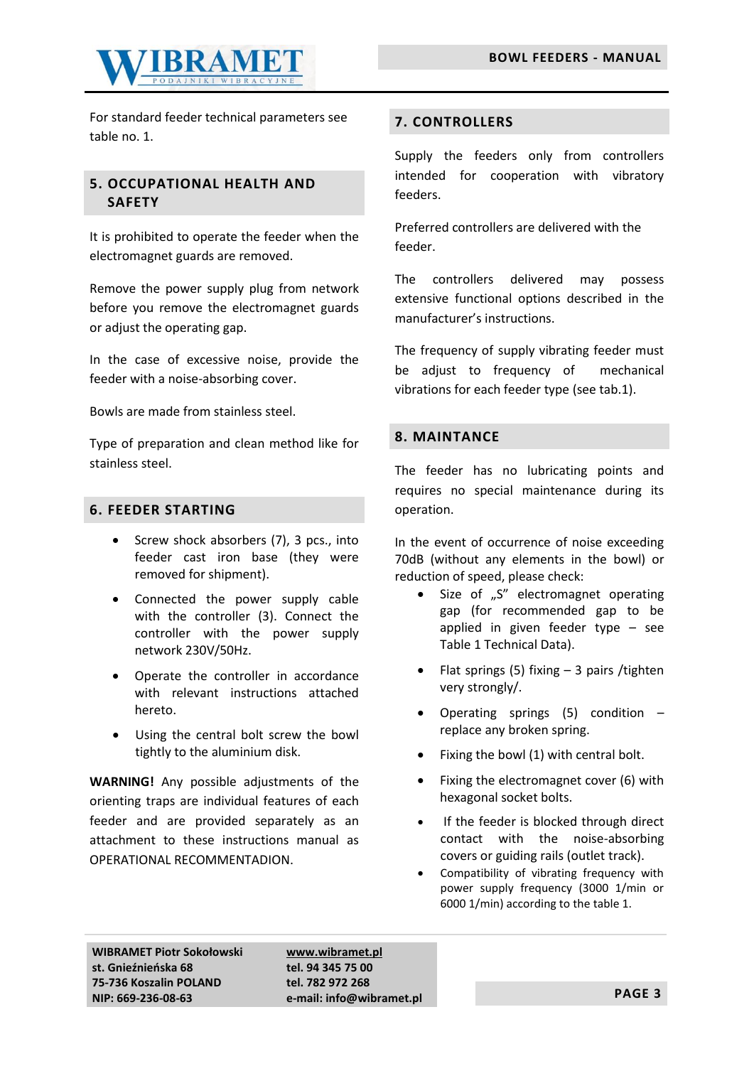For standard feeder technical parameters see table no. 1.

## 5. OCCUPATIONAL HEALTH AND SAFETY

It is prohibited to operate the feeder when the electromagnet guards are removed.

Remove the power supply plug from network before you remove the electromagnet guards or adjust the operating gap.

In the case of excessive noise, provide the feeder with a noise-absorbing cover.

Bowls are made from stainless steel.

Type of preparation and clean method like for stainless steel.

## 6. FEEDER STARTING

- Screw shock absorbers (7), 3 pcs., into feeder cast iron base (they were removed for shipment).
- Connected the power supply cable with the controller (3). Connect the controller with the power supply network 230V/50Hz.
- Operate the controller in accordance with relevant instructions attached hereto.
- Using the central bolt screw the bowl tightly to the aluminium disk.

**WARNING!** Any possible adjustments of the orienting traps are individual features of each feeder and are provided separately as an attachment to these instructions manual as OPERATIONAL RECOMMENDADION.

## 7. CONTROLLERS

Supply the feeders only from controllers intended for cooperation with vibratory feeders.

Preferred controllers are delivered with the feeder.

The controllers delivered may possess extensive functional options described in the manufacturer's instructions.

The frequency of supply vibrating feeder must be adjust to frequency of mechanical vibrations for each feeder type (see tab.1).

## 8. MAINTANCE

The feeder has no lubricating points and requires no special maintenance during its operation.

In the event of occurrence of noise exceeding 70dB (without any elements in the bowl) or reduction of speed, please check:

- Size of „S" electromagnet operating gap (for recommended gap to be applied in given feeder type – see Table 1 Technical Data).
- Flat springs (5) fixing – 3 pairs /tighten very strongly/.
- Operating springs (5) condition – replace any broken spring.
- Fixing the bowl (1) with central bolt.
- Fixing the electromagnet cover (6) with hexagonal socket bolts.
- If the feeder is blocked through direct contact with the noise-absorbing covers or guiding rails (outlet track).
- Compatibility of vibrating frequency with power supply frequency (3000 1/min or 6000 1/min) according to the table 1.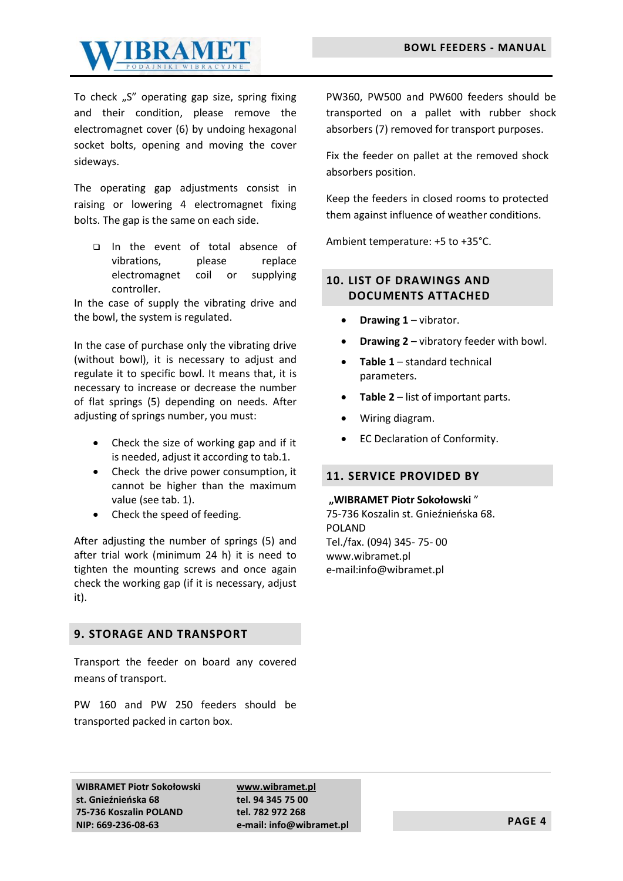To check „S" operating gap size, spring fixing and their condition, please remove the electromagnet cover (6) by undoing hexagonal socket bolts, opening and moving the cover sideways.

The operating gap adjustments consist in raising or lowering 4 electromagnet fixing bolts. The gap is the same on each side.

- In the event of total absence of vibrations, please replace electromagnet coil or supplying controller.

In the case of supply the vibrating drive and the bowl, the system is regulated.

In the case of purchase only the vibrating drive (without bowl), it is necessary to adjust and regulate it to specific bowl. It means that, it is necessary to increase or decrease the number of flat springs (5) depending on needs. After adjusting of springs number, you must:

- Check the size of working gap and if it is needed, adjust it according to tab.1.
- Check the drive power consumption, it cannot be higher than the maximum value (see tab. 1).
- Check the speed of feeding.

After adjusting the number of springs (5) and after trial work (minimum 24 h) it is need to tighten the mounting screws and once again check the working gap (if it is necessary, adjust it).

## 9. STORAGE AND TRANSPORT

Transport the feeder on board any covered means of transport.

PW 160 and PW 250 feeders should be transported packed in carton box.

PW360, PW500 and PW600 feeders should be transported on a pallet with rubber shock absorbers (7) removed for transport purposes.

Fix the feeder on pallet at the removed shock absorbers position.

Keep the feeders in closed rooms to protected them against influence of weather conditions.

Ambient temperature: +5 to +35°C.

## 10. LIST OF DRAWINGS AND DOCUMENTS ATTACHED

- **Drawing 1** – vibrator.
- **Drawing 2** – vibratory feeder with bowl.
- **Table 1** – standard technical parameters.
- **Table 2** – list of important parts.
- Wiring diagram.
- EC Declaration of Conformity.

## 11. SERVICE PROVIDED BY

**„WIBRAMET Piotr Sokołowski "**
75-736 Koszalin st. Gnieźnieńska 68.
POLAND
Tel./fax. (094) 345- 75- 00
www.wibramet.pl
e-mail:info@wibramet.pl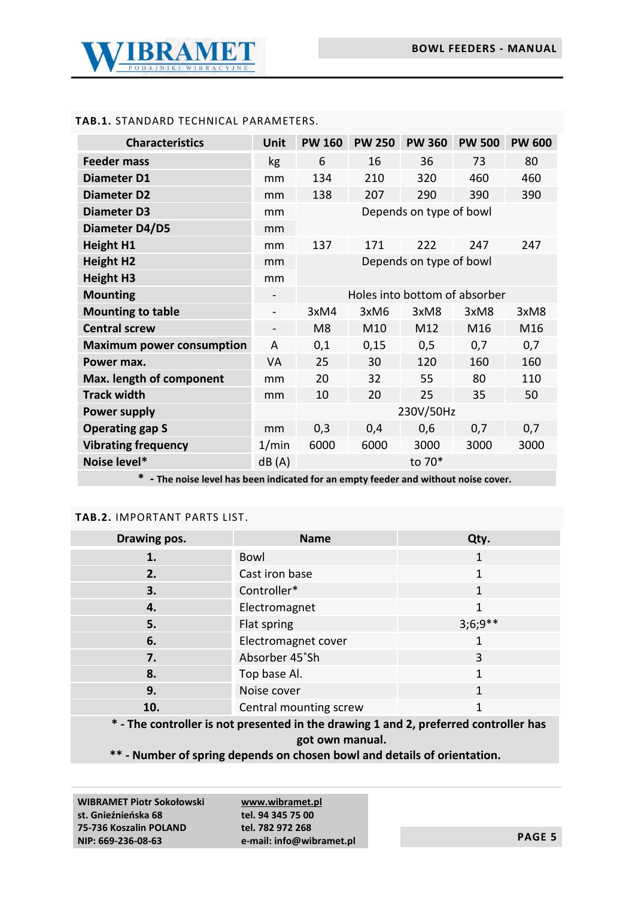**TAB.1.** STANDARD TECHNICAL PARAMETERS.

| Characteristics | Unit | PW 160 | PW 250 | PW 360 | PW 500 | PW 600 |
|---|---|---|---|---|---|---|
| **Feeder mass** | kg | 6 | 16 | 36 | 73 | 80 |
| **Diameter D1** | mm | 134 | 210 | 320 | 460 | 460 |
| **Diameter D2** | mm | 138 | 207 | 290 | 390 | 390 |
| **Diameter D3** | mm | Depends on type of bowl | | | | |
| **Diameter D4/D5** | mm | | | | | |
| **Height H1** | mm | 137 | 171 | 222 | 247 | 247 |
| **Height H2** | mm | Depends on type of bowl | | | | |
| **Height H3** | mm | | | | | |
| **Mounting** | - | Holes into bottom of absorber | | | | |
| **Mounting to table** | - | 3xM4 | 3xM6 | 3xM8 | 3xM8 | 3xM8 |
| **Central screw** | - | M8 | M10 | M12 | M16 | M16 |
| **Maximum power consumption** | A | 0,1 | 0,15 | 0,5 | 0,7 | 0,7 |
| **Power max.** | VA | 25 | 30 | 120 | 160 | 160 |
| **Max. length of component** | mm | 20 | 32 | 55 | 80 | 110 |
| **Track width** | mm | 10 | 20 | 25 | 35 | 50 |
| **Power supply** | | 230V/50Hz | | | | |
| **Operating gap S** | mm | 0,3 | 0,4 | 0,6 | 0,7 | 0,7 |
| **Vibrating frequency** | 1/min | 6000 | 6000 | 3000 | 3000 | 3000 |
| **Noise level*** | dB (A) | to 70* | | | | |

**\* - The noise level has been indicated for an empty feeder and without noise cover.**

**TAB.2.** IMPORTANT PARTS LIST.

| Drawing pos. | Name | Qty. |
|---|---|---|
| **1.** | Bowl | 1 |
| **2.** | Cast iron base | 1 |
| **3.** | Controller* | 1 |
| **4.** | Electromagnet | 1 |
| **5.** | Flat spring | 3;6;9** |
| **6.** | Electromagnet cover | 1 |
| **7.** | Absorber 45˚Sh | 3 |
| **8.** | Top base Al. | 1 |
| **9.** | Noise cover | 1 |
| **10.** | Central mounting screw | 1 |

**\* - The controller is not presented in the drawing 1 and 2, preferred controller has got own manual.**

**\*\* - Number of spring depends on chosen bowl and details of orientation.**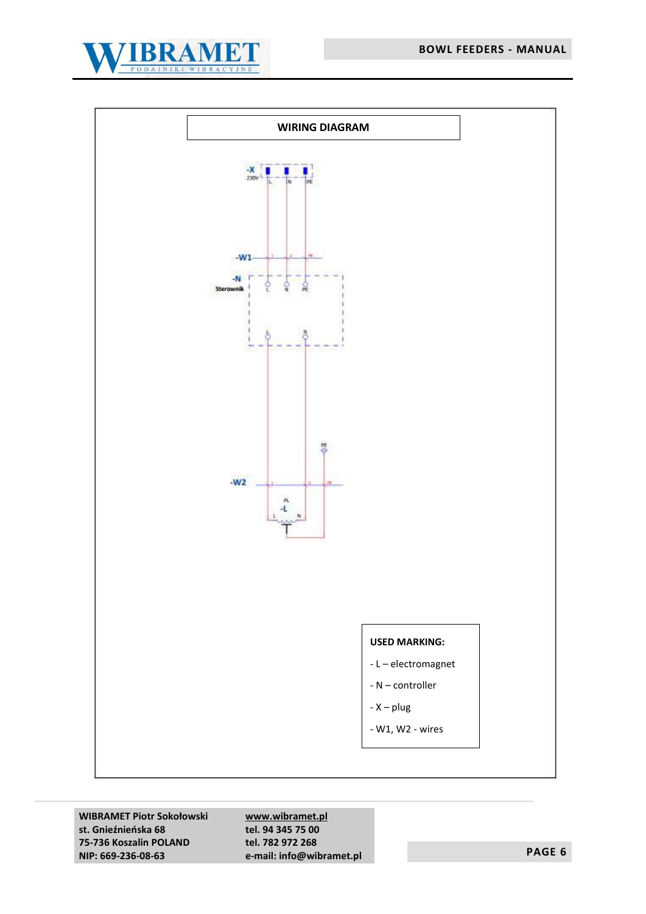## WIRING DIAGRAM

-X
230V
L N PE

-W1

-N
Sterownik
L N PE

L N

PE

-W2

PL
-L
L N

**USED MARKING:**

- L – electromagnet
- N – controller
- X – plug
- W1, W2 - wires

**WIBRAMET Piotr Sokołowski**
**st. Gnieźnieńska 68**
**75-736 Koszalin POLAND**
**NIP: 669-236-08-63**

**www.wibramet.pl**
**tel. 94 345 75 00**
**tel. 782 972 268**
**e-mail: info@wibramet.pl**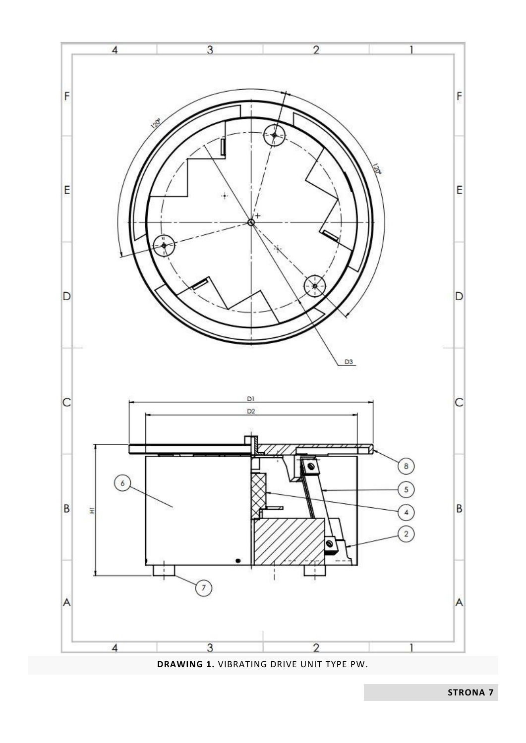**DRAWING 1.** VIBRATING DRIVE UNIT TYPE PW.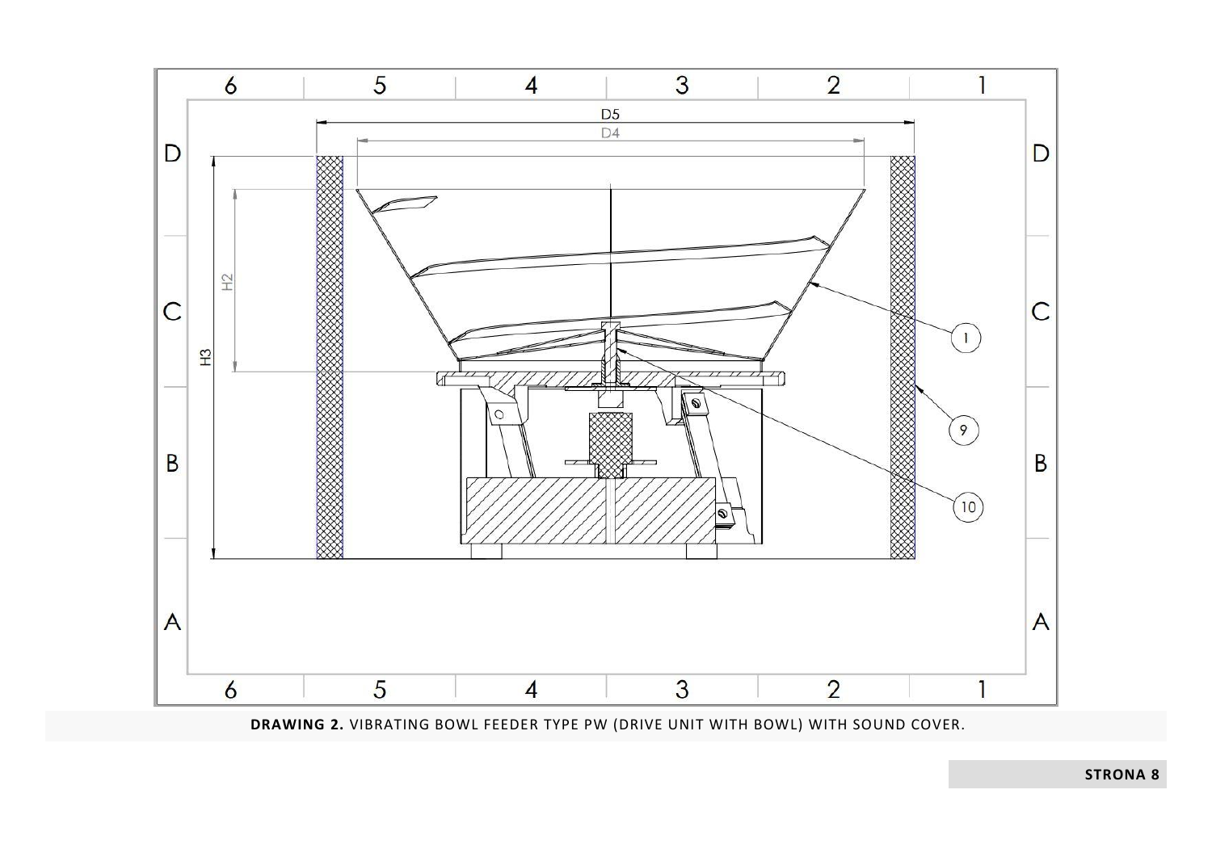6 5 4 3 2 1

D5

D4

D

H2

H3

C

1

9

B

10

A

6 5 4 3 2 1

**DRAWING 2.** VIBRATING BOWL FEEDER TYPE PW (DRIVE UNIT WITH BOWL) WITH SOUND COVER.